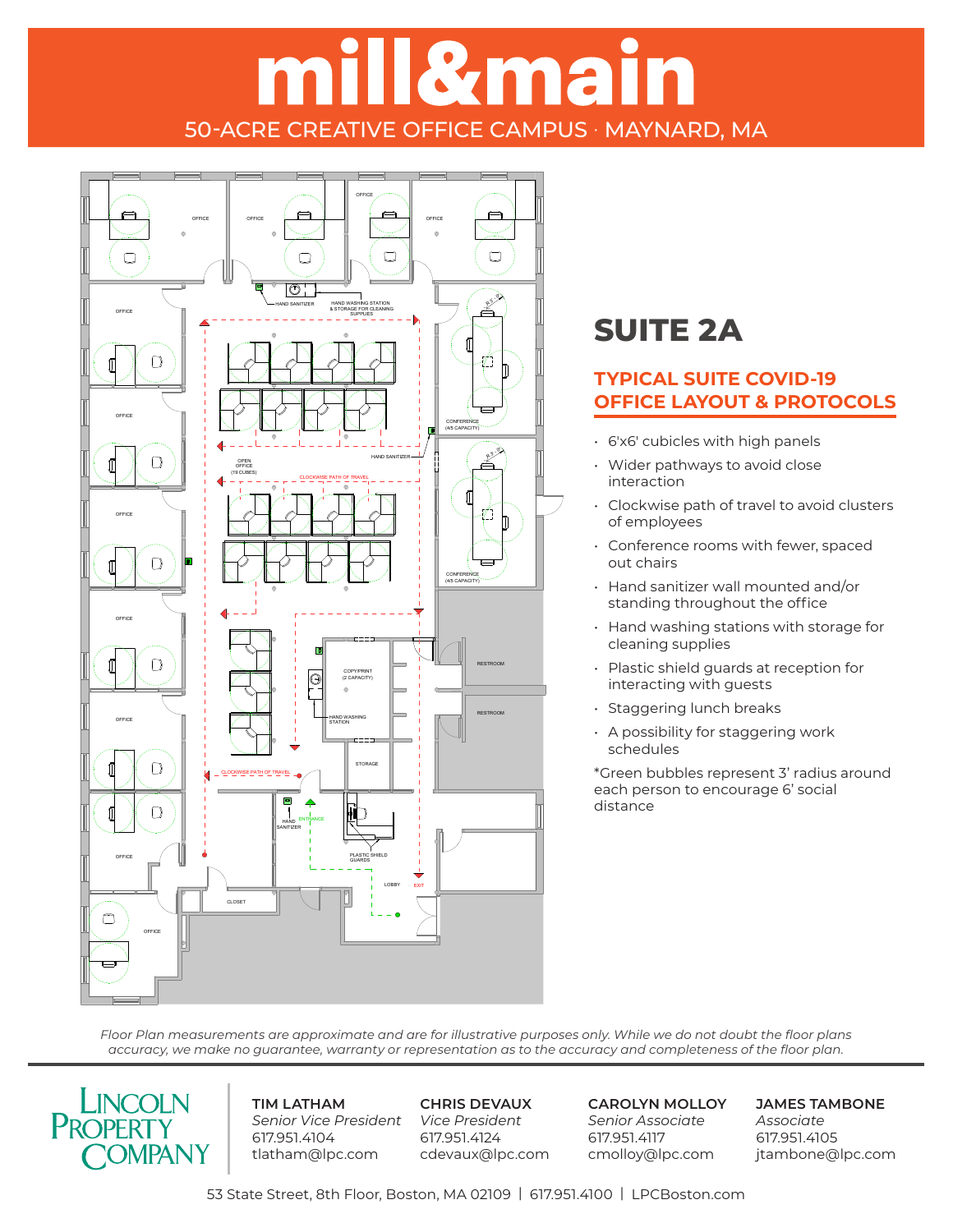# mill&main

50-ACRE CREATIVE OFFICE CAMPUS · MAYNARD, MA

## SUITE 2A

### TYPICAL SUITE COVID-19 OFFICE LAYOUT & PROTOCOLS

- 6'x6' cubicles with high panels
- Wider pathways to avoid close interaction
- Clockwise path of travel to avoid clusters of employees
- Conference rooms with fewer, spaced out chairs
- Hand sanitizer wall mounted and/or standing throughout the office
- Hand washing stations with storage for cleaning supplies
- Plastic shield guards at reception for interacting with guests
- Staggering lunch breaks
- A possibility for staggering work schedules

*Green bubbles represent 3' radius around each person to encourage 6' social distance

*Floor Plan measurements are approximate and are for illustrative purposes only. While we do not doubt the floor plans accuracy, we make no guarantee, warranty or representation as to the accuracy and completeness of the floor plan.*

LINCOLN PROPERTY COMPANY

**TIM LATHAM**
*Senior Vice President*
617.951.4104
tlatham@lpc.com

**CHRIS DEVAUX**
*Vice President*
617.951.4124
cdevaux@lpc.com

**CAROLYN MOLLOY**
*Senior Associate*
617.951.4117
cmolloy@lpc.com

**JAMES TAMBONE**
*Associate*
617.951.4105
jtambone@lpc.com

53 State Street, 8th Floor, Boston, MA 02109 | 617.951.4100 | LPCBoston.com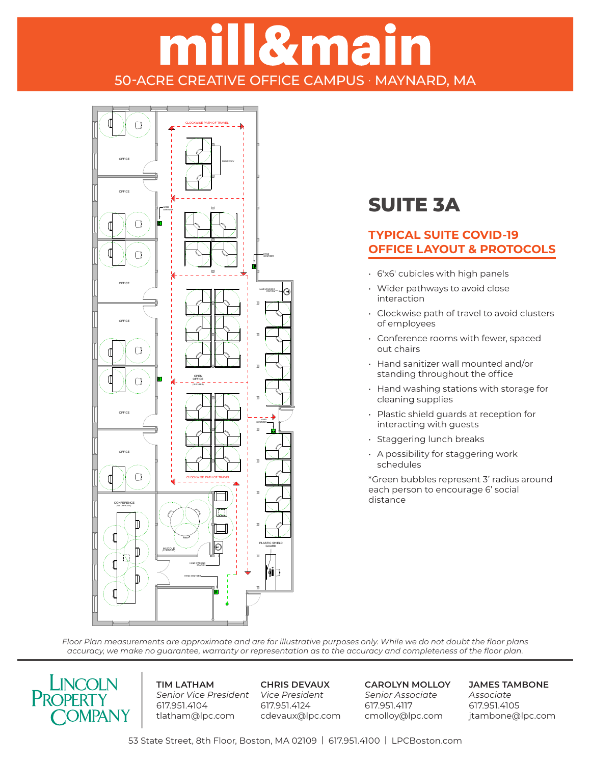# mill&main

50-ACRE CREATIVE OFFICE CAMPUS · MAYNARD, MA

## SUITE 3A

### TYPICAL SUITE COVID-19 OFFICE LAYOUT & PROTOCOLS

- 6'x6' cubicles with high panels
- Wider pathways to avoid close interaction
- Clockwise path of travel to avoid clusters of employees
- Conference rooms with fewer, spaced out chairs
- Hand sanitizer wall mounted and/or standing throughout the office
- Hand washing stations with storage for cleaning supplies
- Plastic shield guards at reception for interacting with guests
- Staggering lunch breaks
- A possibility for staggering work schedules

*Green bubbles represent 3' radius around each person to encourage 6' social distance

*Floor Plan measurements are approximate and are for illustrative purposes only. While we do not doubt the floor plans accuracy, we make no guarantee, warranty or representation as to the accuracy and completeness of the floor plan.*

LINCOLN PROPERTY COMPANY

**TIM LATHAM**
*Senior Vice President*
617.951.4104
tlatham@lpc.com

**CHRIS DEVAUX**
*Vice President*
617.951.4124
cdevaux@lpc.com

**CAROLYN MOLLOY**
*Senior Associate*
617.951.4117
cmolloy@lpc.com

**JAMES TAMBONE**
*Associate*
617.951.4105
jtambone@lpc.com

53 State Street, 8th Floor, Boston, MA 02109 | 617.951.4100 | LPCBoston.com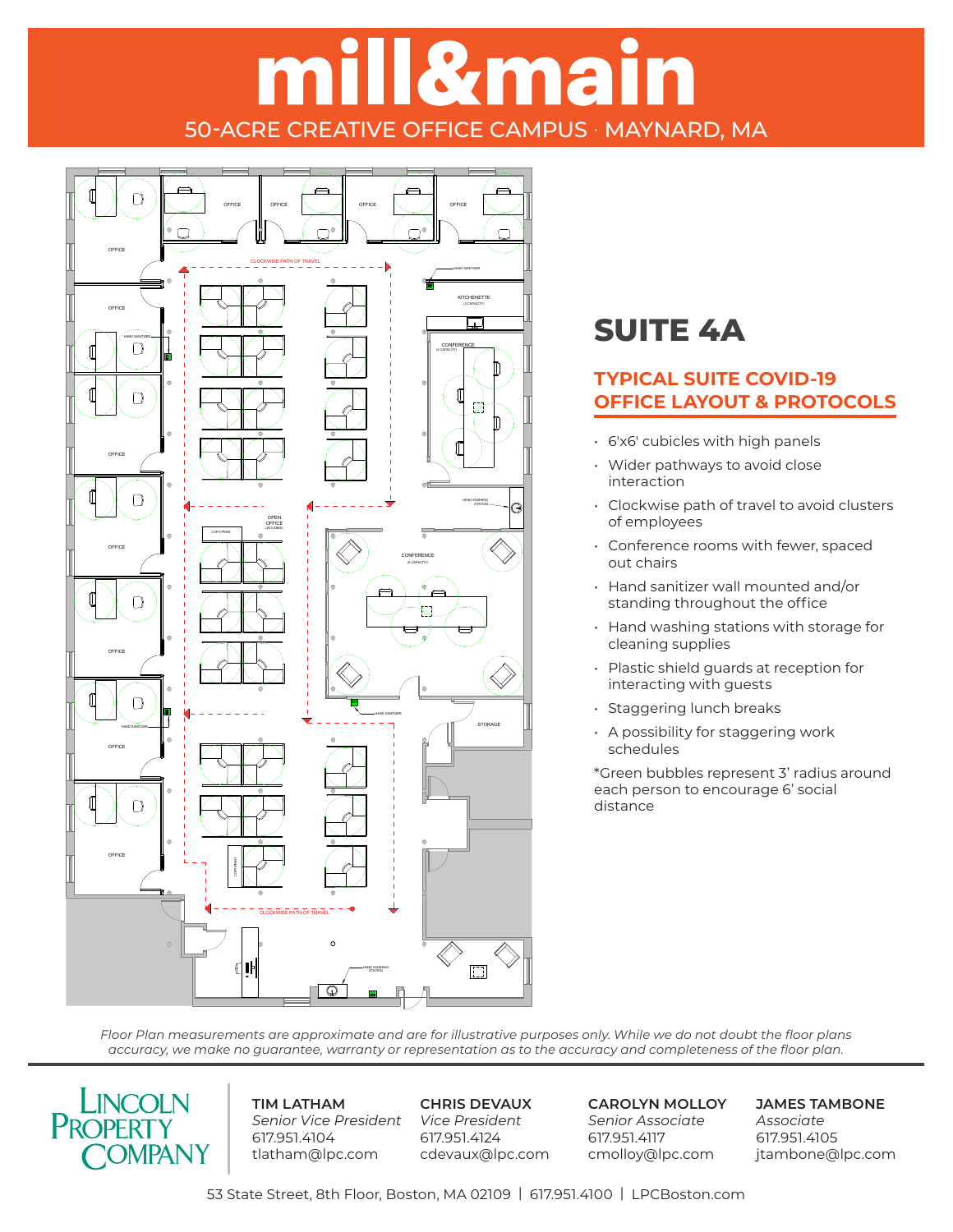# mill&main

50-ACRE CREATIVE OFFICE CAMPUS · MAYNARD, MA

## SUITE 4A

### TYPICAL SUITE COVID-19 OFFICE LAYOUT & PROTOCOLS

- 6'x6' cubicles with high panels
- Wider pathways to avoid close interaction
- Clockwise path of travel to avoid clusters of employees
- Conference rooms with fewer, spaced out chairs
- Hand sanitizer wall mounted and/or standing throughout the office
- Hand washing stations with storage for cleaning supplies
- Plastic shield guards at reception for interacting with guests
- Staggering lunch breaks
- A possibility for staggering work schedules

*Green bubbles represent 3' radius around each person to encourage 6' social distance

OFFICE
OFFICE
OFFICE
OFFICE
OFFICE
OFFICE
OFFICE
OFFICE
OFFICE
OFFICE
OFFICE
OFFICE
CLOCKWISE PATH OF TRAVEL
HAND SANITIZER
KITCHENETTE
(2 CAPACITY)
CONFERENCE
(4 CAPACITY)
HAND SANITIZER
HAND WASHING STATION
OPEN OFFICE
(30 CUBES)
COPY/PRINT
CONFERENCE
(6 CAPACITY)
HAND SANITIZER
HAND SANITIZER
STORAGE
COPY/PRINT
CLOCKWISE PATH OF TRAVEL
HAND WASHING STATION

*Floor Plan measurements are approximate and are for illustrative purposes only. While we do not doubt the floor plans accuracy, we make no guarantee, warranty or representation as to the accuracy and completeness of the floor plan.*

LINCOLN PROPERTY COMPANY

**TIM LATHAM**
*Senior Vice President*
617.951.4104
tlatham@lpc.com

**CHRIS DEVAUX**
*Vice President*
617.951.4124
cdevaux@lpc.com

**CAROLYN MOLLOY**
*Senior Associate*
617.951.4117
cmolloy@lpc.com

**JAMES TAMBONE**
*Associate*
617.951.4105
jtambone@lpc.com

53 State Street, 8th Floor, Boston, MA 02109 | 617.951.4100 | LPCBoston.com